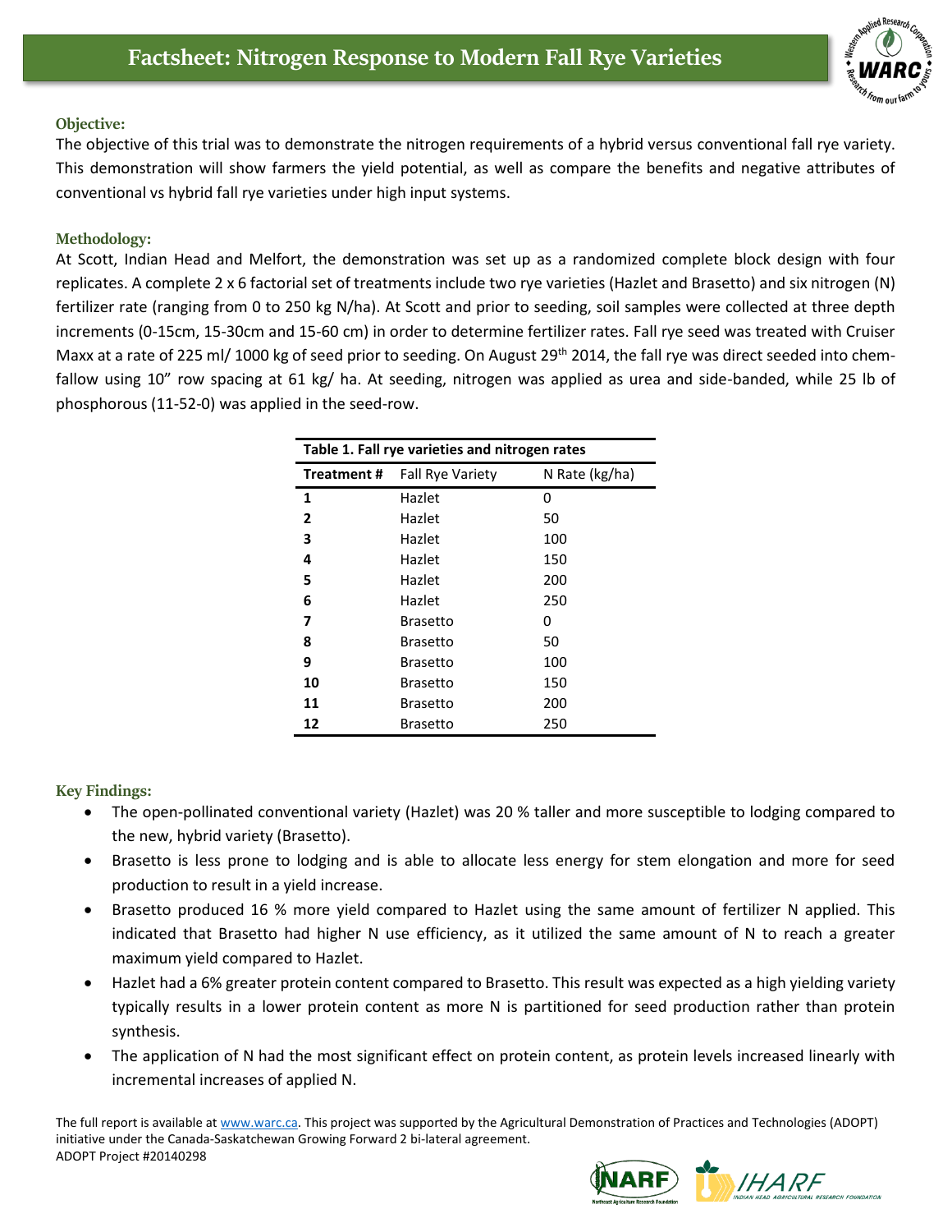# Factsheet: Nitrogen Response to Modern Fall Rye Varieties

### Objective:

The objective of this trial was to demonstrate the nitrogen requirements of a hybrid versus conventional fall rye variety. This demonstration will show farmers the yield potential, as well as compare the benefits and negative attributes of conventional vs hybrid fall rye varieties under high input systems.

### Methodology:

At Scott, Indian Head and Melfort, the demonstration was set up as a randomized complete block design with four replicates. A complete 2 x 6 factorial set of treatments include two rye varieties (Hazlet and Brasetto) and six nitrogen (N) fertilizer rate (ranging from 0 to 250 kg N/ha). At Scott and prior to seeding, soil samples were collected at three depth increments (0-15cm, 15-30cm and 15-60 cm) in order to determine fertilizer rates. Fall rye seed was treated with Cruiser Maxx at a rate of 225 ml/ 1000 kg of seed prior to seeding. On August 29th 2014, the fall rye was direct seeded into chem-fallow using 10" row spacing at 61 kg/ ha. At seeding, nitrogen was applied as urea and side-banded, while 25 lb of phosphorous (11-52-0) was applied in the seed-row.

**Table 1. Fall rye varieties and nitrogen rates**

| Treatment # | Fall Rye Variety | N Rate (kg/ha) |
|---|---|---|
| **1** | Hazlet | 0 |
| **2** | Hazlet | 50 |
| **3** | Hazlet | 100 |
| **4** | Hazlet | 150 |
| **5** | Hazlet | 200 |
| **6** | Hazlet | 250 |
| **7** | Brasetto | 0 |
| **8** | Brasetto | 50 |
| **9** | Brasetto | 100 |
| **10** | Brasetto | 150 |
| **11** | Brasetto | 200 |
| **12** | Brasetto | 250 |

### Key Findings:

- The open-pollinated conventional variety (Hazlet) was 20 % taller and more susceptible to lodging compared to the new, hybrid variety (Brasetto).
- Brasetto is less prone to lodging and is able to allocate less energy for stem elongation and more for seed production to result in a yield increase.
- Brasetto produced 16 % more yield compared to Hazlet using the same amount of fertilizer N applied. This indicated that Brasetto had higher N use efficiency, as it utilized the same amount of N to reach a greater maximum yield compared to Hazlet.
- Hazlet had a 6% greater protein content compared to Brasetto. This result was expected as a high yielding variety typically results in a lower protein content as more N is partitioned for seed production rather than protein synthesis.
- The application of N had the most significant effect on protein content, as protein levels increased linearly with incremental increases of applied N.

The full report is available at www.warc.ca. This project was supported by the Agricultural Demonstration of Practices and Technologies (ADOPT) initiative under the Canada-Saskatchewan Growing Forward 2 bi-lateral agreement.
ADOPT Project #20140298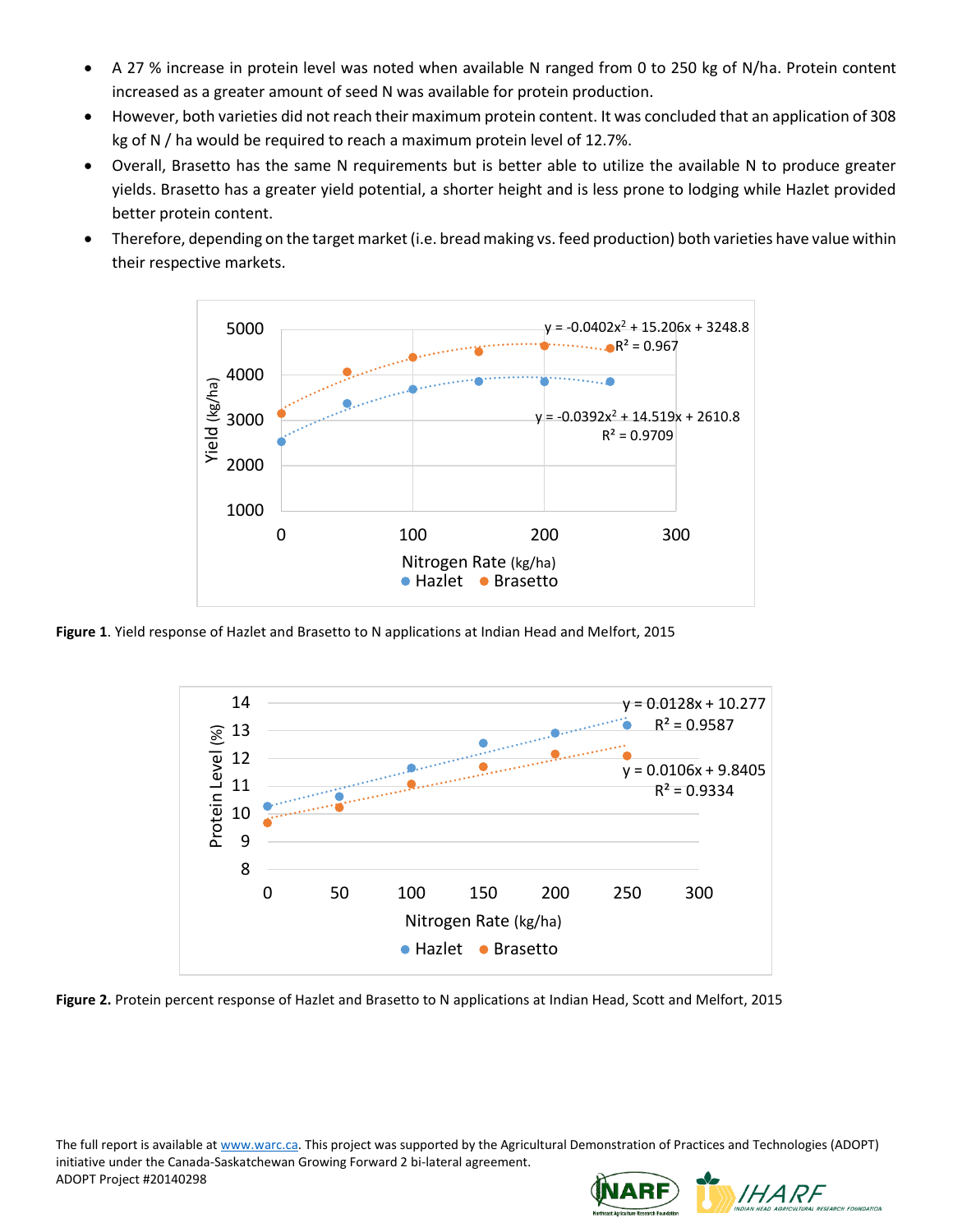- A 27 % increase in protein level was noted when available N ranged from 0 to 250 kg of N/ha. Protein content increased as a greater amount of seed N was available for protein production.
- However, both varieties did not reach their maximum protein content. It was concluded that an application of 308 kg of N / ha would be required to reach a maximum protein level of 12.7%.
- Overall, Brasetto has the same N requirements but is better able to utilize the available N to produce greater yields. Brasetto has a greater yield potential, a shorter height and is less prone to lodging while Hazlet provided better protein content.
- Therefore, depending on the target market (i.e. bread making vs. feed production) both varieties have value within their respective markets.

Yield (kg/ha)
5000
4000
3000
2000
1000
0
100
200
300
Nitrogen Rate (kg/ha)
Hazlet
Brasetto
$y = -0.0402x^2 + 15.206x + 3248.8$
$R^2 = 0.967$
$y = -0.0392x^2 + 14.519x + 2610.8$
$R^2 = 0.9709$

**Figure 1**. Yield response of Hazlet and Brasetto to N applications at Indian Head and Melfort, 2015

Protein Level (%)
14
13
12
11
10
9
8
0
50
100
150
200
250
300
Nitrogen Rate (kg/ha)
Hazlet
Brasetto
$y = 0.0128x + 10.277$
$R^2 = 0.9587$
$y = 0.0106x + 9.8405$
$R^2 = 0.9334$

**Figure 2.** Protein percent response of Hazlet and Brasetto to N applications at Indian Head, Scott and Melfort, 2015

The full report is available at www.warc.ca. This project was supported by the Agricultural Demonstration of Practices and Technologies (ADOPT) initiative under the Canada-Saskatchewan Growing Forward 2 bi-lateral agreement.
ADOPT Project #20140298